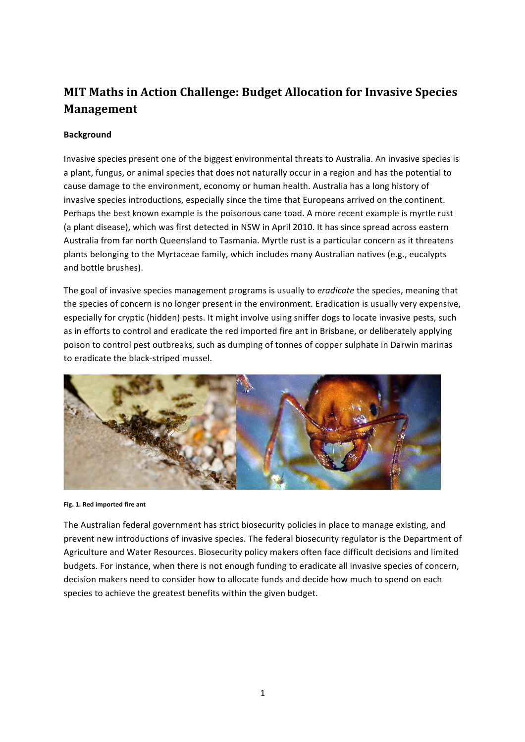# MIT Maths in Action Challenge: Budget Allocation for Invasive Species Management

**Background**

Invasive species present one of the biggest environmental threats to Australia. An invasive species is a plant, fungus, or animal species that does not naturally occur in a region and has the potential to cause damage to the environment, economy or human health. Australia has a long history of invasive species introductions, especially since the time that Europeans arrived on the continent. Perhaps the best known example is the poisonous cane toad. A more recent example is myrtle rust (a plant disease), which was first detected in NSW in April 2010. It has since spread across eastern Australia from far north Queensland to Tasmania. Myrtle rust is a particular concern as it threatens plants belonging to the Myrtaceae family, which includes many Australian natives (e.g., eucalypts and bottle brushes).

The goal of invasive species management programs is usually to *eradicate* the species, meaning that the species of concern is no longer present in the environment. Eradication is usually very expensive, especially for cryptic (hidden) pests. It might involve using sniffer dogs to locate invasive pests, such as in efforts to control and eradicate the red imported fire ant in Brisbane, or deliberately applying poison to control pest outbreaks, such as dumping of tonnes of copper sulphate in Darwin marinas to eradicate the black-striped mussel.

**Fig. 1. Red imported fire ant**

The Australian federal government has strict biosecurity policies in place to manage existing, and prevent new introductions of invasive species. The federal biosecurity regulator is the Department of Agriculture and Water Resources. Biosecurity policy makers often face difficult decisions and limited budgets. For instance, when there is not enough funding to eradicate all invasive species of concern, decision makers need to consider how to allocate funds and decide how much to spend on each species to achieve the greatest benefits within the given budget.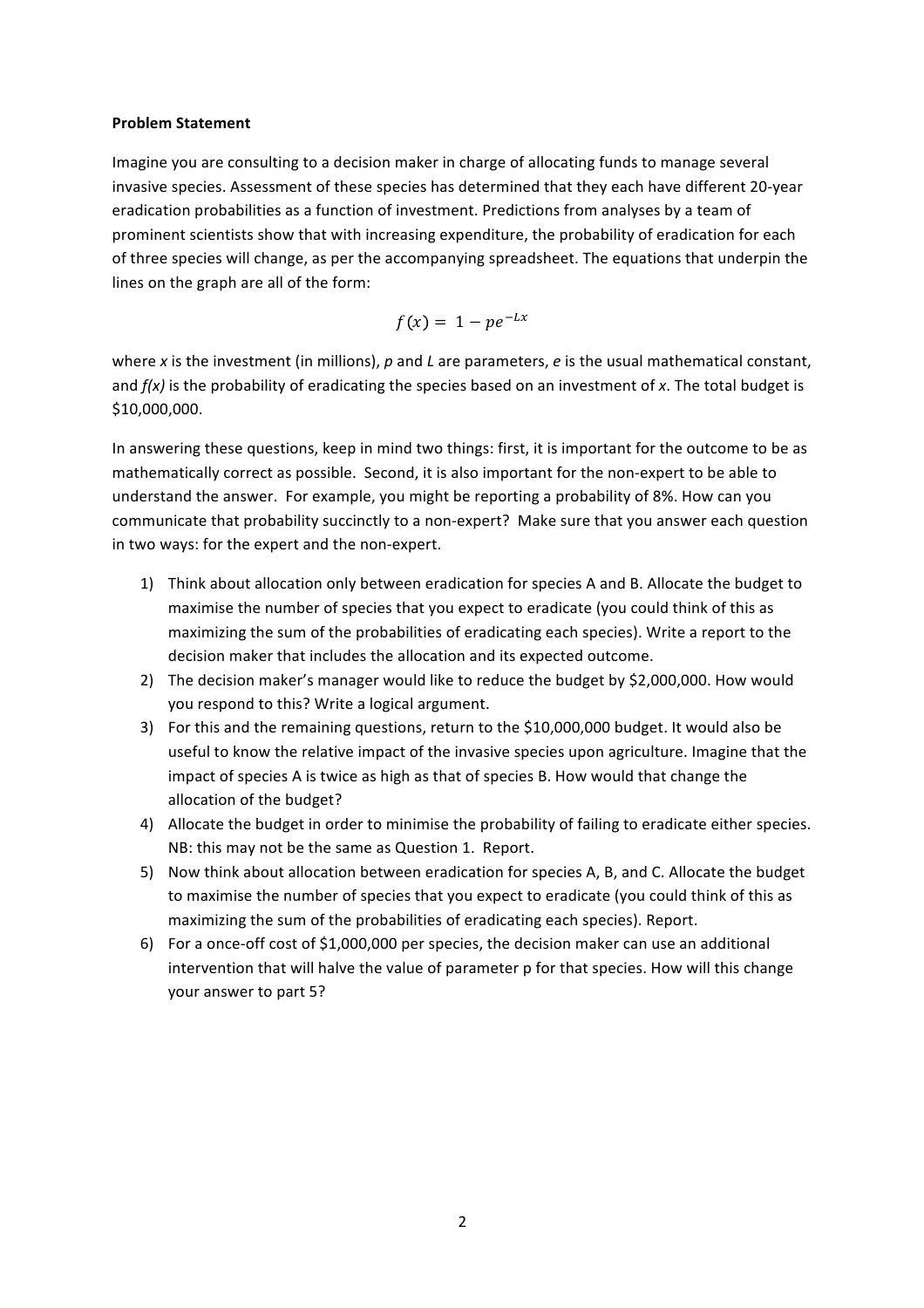**Problem Statement**

Imagine you are consulting to a decision maker in charge of allocating funds to manage several invasive species. Assessment of these species has determined that they each have different 20-year eradication probabilities as a function of investment. Predictions from analyses by a team of prominent scientists show that with increasing expenditure, the probability of eradication for each of three species will change, as per the accompanying spreadsheet. The equations that underpin the lines on the graph are all of the form:

$$f(x) = 1 - pe^{-Lx}$$

where $x$ is the investment (in millions), $p$ and $L$ are parameters, $e$ is the usual mathematical constant, and $f(x)$ is the probability of eradicating the species based on an investment of $x$. The total budget is $10,000,000.

In answering these questions, keep in mind two things: first, it is important for the outcome to be as mathematically correct as possible. Second, it is also important for the non-expert to be able to understand the answer. For example, you might be reporting a probability of 8%. How can you communicate that probability succinctly to a non-expert? Make sure that you answer each question in two ways: for the expert and the non-expert.

1) Think about allocation only between eradication for species A and B. Allocate the budget to maximise the number of species that you expect to eradicate (you could think of this as maximizing the sum of the probabilities of eradicating each species). Write a report to the decision maker that includes the allocation and its expected outcome.
2) The decision maker's manager would like to reduce the budget by $2,000,000. How would you respond to this? Write a logical argument.
3) For this and the remaining questions, return to the $10,000,000 budget. It would also be useful to know the relative impact of the invasive species upon agriculture. Imagine that the impact of species A is twice as high as that of species B. How would that change the allocation of the budget?
4) Allocate the budget in order to minimise the probability of failing to eradicate either species. NB: this may not be the same as Question 1. Report.
5) Now think about allocation between eradication for species A, B, and C. Allocate the budget to maximise the number of species that you expect to eradicate (you could think of this as maximizing the sum of the probabilities of eradicating each species). Report.
6) For a once-off cost of $1,000,000 per species, the decision maker can use an additional intervention that will halve the value of parameter p for that species. How will this change your answer to part 5?